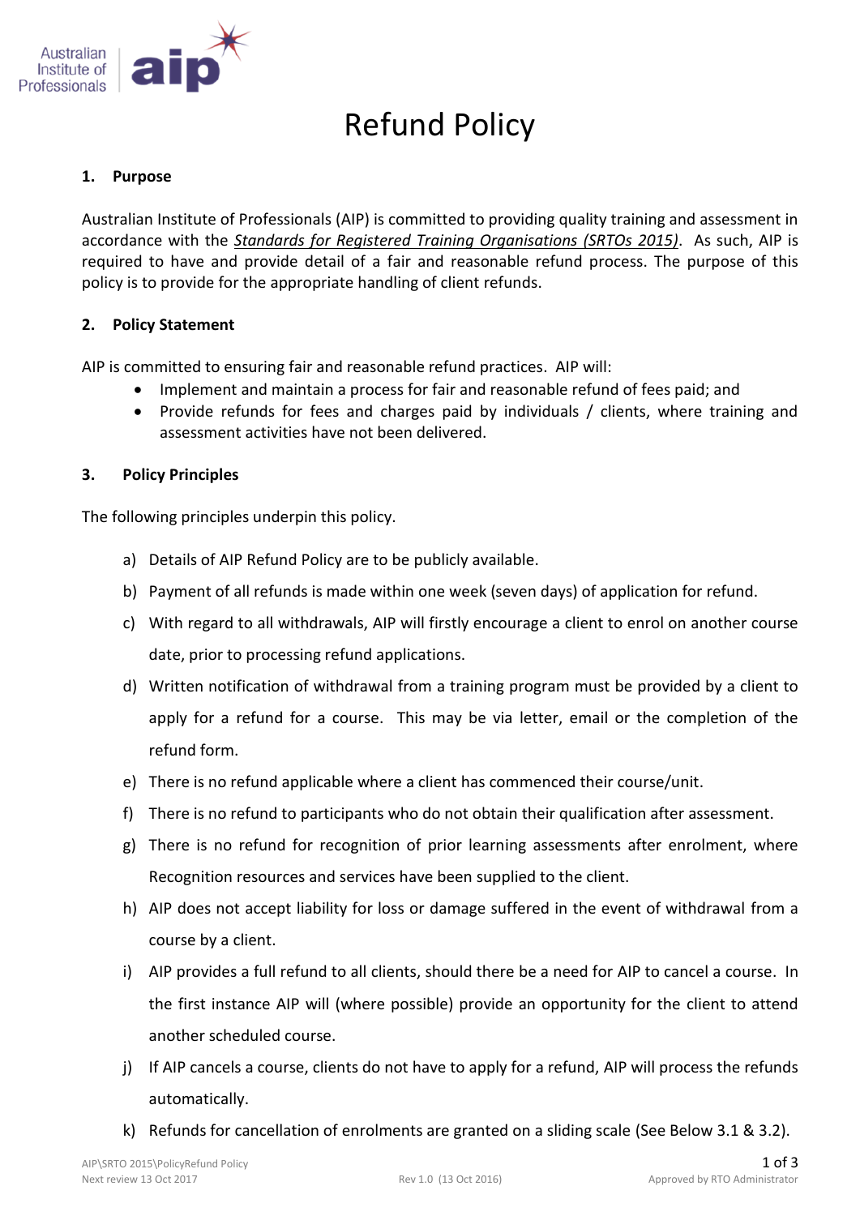# Refund Policy

## 1. Purpose

Australian Institute of Professionals (AIP) is committed to providing quality training and assessment in accordance with the ***Standards for Registered Training Organisations (SRTOs 2015)***. As such, AIP is required to have and provide detail of a fair and reasonable refund process. The purpose of this policy is to provide for the appropriate handling of client refunds.

## 2. Policy Statement

AIP is committed to ensuring fair and reasonable refund practices. AIP will:

- Implement and maintain a process for fair and reasonable refund of fees paid; and
- Provide refunds for fees and charges paid by individuals / clients, where training and assessment activities have not been delivered.

## 3. Policy Principles

The following principles underpin this policy.

a) Details of AIP Refund Policy are to be publicly available.

b) Payment of all refunds is made within one week (seven days) of application for refund.

c) With regard to all withdrawals, AIP will firstly encourage a client to enrol on another course date, prior to processing refund applications.

d) Written notification of withdrawal from a training program must be provided by a client to apply for a refund for a course. This may be via letter, email or the completion of the refund form.

e) There is no refund applicable where a client has commenced their course/unit.

f) There is no refund to participants who do not obtain their qualification after assessment.

g) There is no refund for recognition of prior learning assessments after enrolment, where Recognition resources and services have been supplied to the client.

h) AIP does not accept liability for loss or damage suffered in the event of withdrawal from a course by a client.

i) AIP provides a full refund to all clients, should there be a need for AIP to cancel a course. In the first instance AIP will (where possible) provide an opportunity for the client to attend another scheduled course.

j) If AIP cancels a course, clients do not have to apply for a refund, AIP will process the refunds automatically.

k) Refunds for cancellation of enrolments are granted on a sliding scale (See Below 3.1 & 3.2).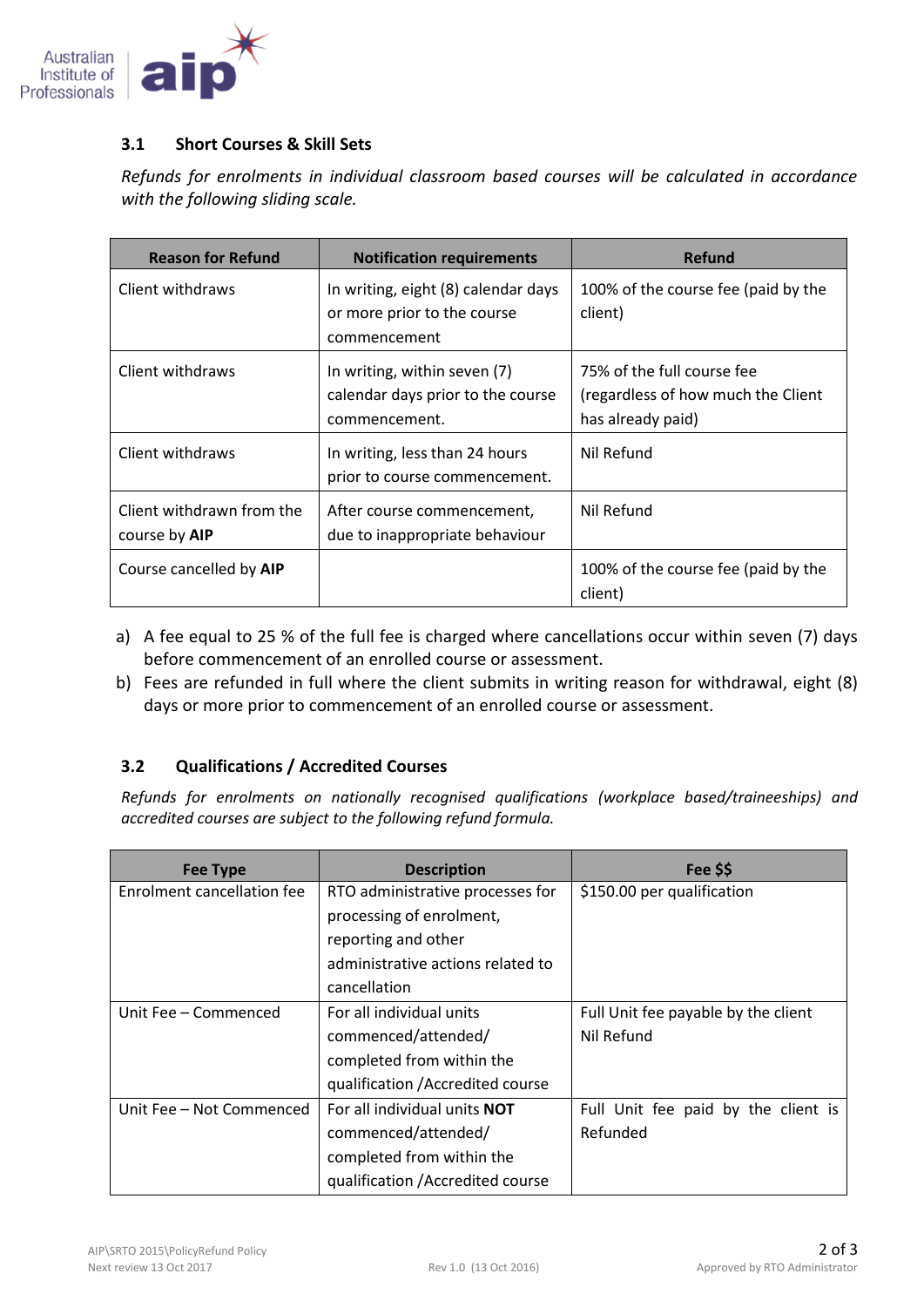### 3.1 Short Courses & Skill Sets

*Refunds for enrolments in individual classroom based courses will be calculated in accordance with the following sliding scale.*

| Reason for Refund | Notification requirements | Refund |
|---|---|---|
| Client withdraws | In writing, eight (8) calendar days or more prior to the course commencement | 100% of the course fee (paid by the client) |
| Client withdraws | In writing, within seven (7) calendar days prior to the course commencement. | 75% of the full course fee (regardless of how much the Client has already paid) |
| Client withdraws | In writing, less than 24 hours prior to course commencement. | Nil Refund |
| Client withdrawn from the course by **AIP** | After course commencement, due to inappropriate behaviour | Nil Refund |
| Course cancelled by **AIP** | | 100% of the course fee (paid by the client) |

a) A fee equal to 25 % of the full fee is charged where cancellations occur within seven (7) days before commencement of an enrolled course or assessment.

b) Fees are refunded in full where the client submits in writing reason for withdrawal, eight (8) days or more prior to commencement of an enrolled course or assessment.

### 3.2 Qualifications / Accredited Courses

*Refunds for enrolments on nationally recognised qualifications (workplace based/traineeships) and accredited courses are subject to the following refund formula.*

| Fee Type | Description | Fee $$ |
|---|---|---|
| Enrolment cancellation fee | RTO administrative processes for processing of enrolment, reporting and other administrative actions related to cancellation | $150.00 per qualification |
| Unit Fee – Commenced | For all individual units commenced/attended/ completed from within the qualification /Accredited course | Full Unit fee payable by the client Nil Refund |
| Unit Fee – Not Commenced | For all individual units **NOT** commenced/attended/ completed from within the qualification /Accredited course | Full Unit fee paid by the client is Refunded |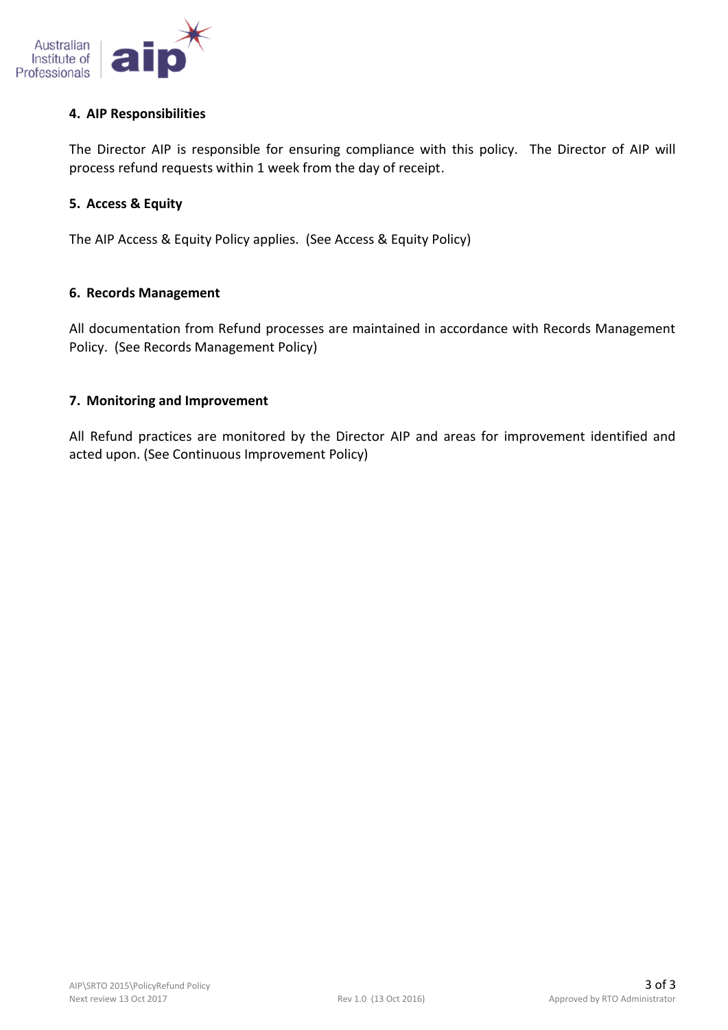## 4. AIP Responsibilities

The Director AIP is responsible for ensuring compliance with this policy. The Director of AIP will process refund requests within 1 week from the day of receipt.

## 5. Access & Equity

The AIP Access & Equity Policy applies. (See Access & Equity Policy)

## 6. Records Management

All documentation from Refund processes are maintained in accordance with Records Management Policy. (See Records Management Policy)

## 7. Monitoring and Improvement

All Refund practices are monitored by the Director AIP and areas for improvement identified and acted upon. (See Continuous Improvement Policy)